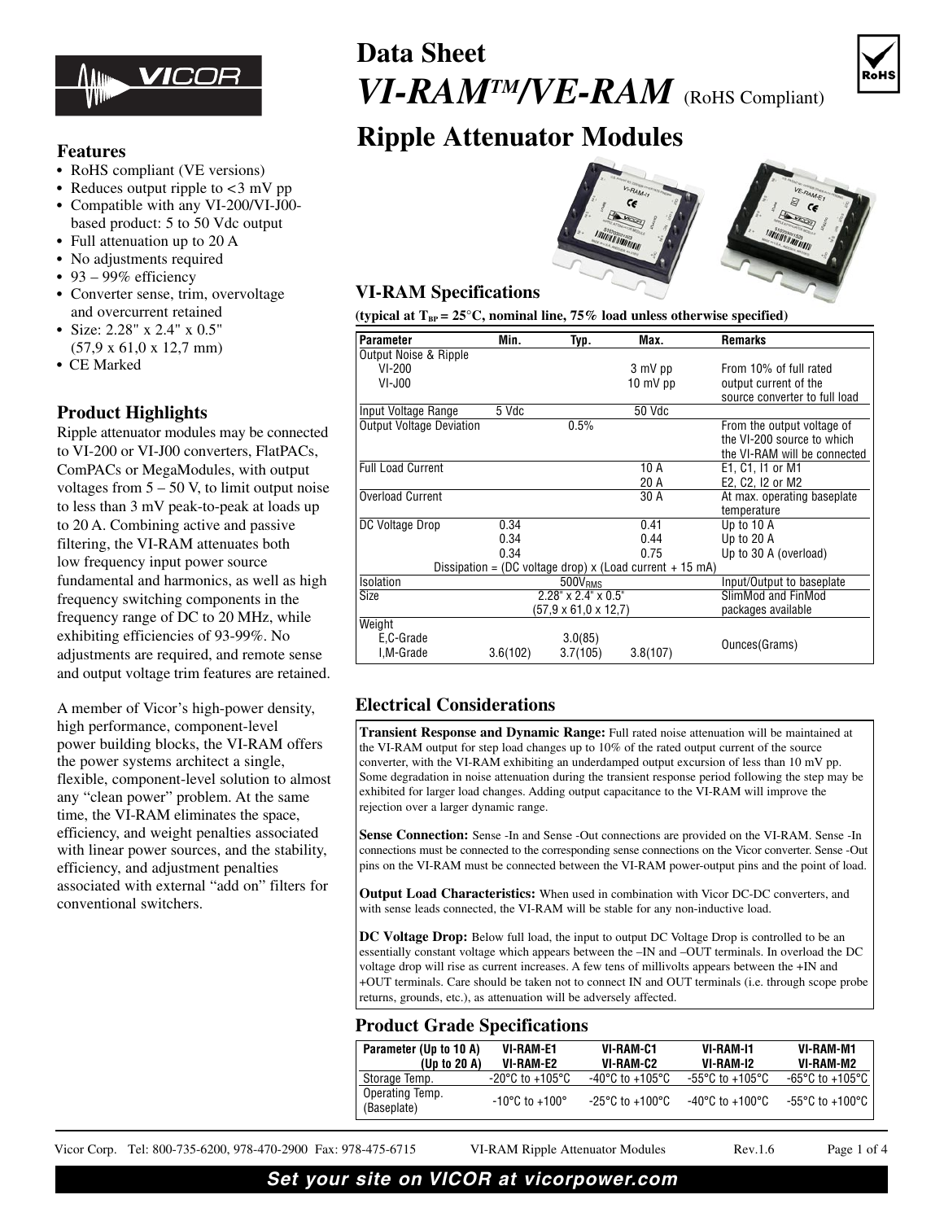# Data Sheet

# *VI-RAM™/VE-RAM* (RoHS Compliant)

# Ripple Attenuator Modules

### Features

- RoHS compliant (VE versions)
- Reduces output ripple to <3 mV pp
- Compatible with any VI-200/VI-J00-based product: 5 to 50 Vdc output
- Full attenuation up to 20 A
- No adjustments required
- 93 – 99% efficiency
- Converter sense, trim, overvoltage and overcurrent retained
- Size: 2.28" x 2.4" x 0.5" (57,9 x 61,0 x 12,7 mm)
- CE Marked

### Product Highlights

Ripple attenuator modules may be connected to VI-200 or VI-J00 converters, FlatPACs, ComPACs or MegaModules, with output voltages from 5 – 50 V, to limit output noise to less than 3 mV peak-to-peak at loads up to 20 A. Combining active and passive filtering, the VI-RAM attenuates both low frequency input power source fundamental and harmonics, as well as high frequency switching components in the frequency range of DC to 20 MHz, while exhibiting efficiencies of 93-99%. No adjustments are required, and remote sense and output voltage trim features are retained.

A member of Vicor's high-power density, high performance, component-level power building blocks, the VI-RAM offers the power systems architect a single, flexible, component-level solution to almost any "clean power" problem. At the same time, the VI-RAM eliminates the space, efficiency, and weight penalties associated with linear power sources, and the stability, efficiency, and adjustment penalties associated with external "add on" filters for conventional switchers.

## VI-RAM Specifications

**(typical at $T_{BP}$ = 25°C, nominal line, 75% load unless otherwise specified)**

| Parameter | Min. | Typ. | Max. | Remarks |
|---|---|---|---|---|
| Output Noise & Ripple | | | | |
| VI-200 | | | 3 mV pp | From 10% of full rated |
| VI-J00 | | | 10 mV pp | output current of the source converter to full load |
| Input Voltage Range | 5 Vdc | | 50 Vdc | |
| Output Voltage Deviation | | 0.5% | | From the output voltage of the VI-200 source to which the VI-RAM will be connected |
| Full Load Current | | | 10 A | E1, C1, I1 or M1 |
| | | | 20 A | E2, C2, I2 or M2 |
| Overload Current | | | 30 A | At max. operating baseplate temperature |
| DC Voltage Drop | 0.34 | | 0.41 | Up to 10 A |
| | 0.34 | | 0.44 | Up to 20 A |
| | 0.34 | | 0.75 | Up to 30 A (overload) |
| Dissipation = (DC voltage drop) x (Load current + 15 mA) | | | | |
| Isolation | | $500V_{RMS}$ | | Input/Output to baseplate |
| Size | | 2.28" x 2.4" x 0.5" (57,9 x 61,0 x 12,7) | | SlimMod and FinMod packages available |
| Weight | | | | |
| E,C-Grade | | 3.0(85) | | Ounces(Grams) |
| I,M-Grade | 3.6(102) | 3.7(105) | 3.8(107) | Ounces(Grams) |

## Electrical Considerations

**Transient Response and Dynamic Range:** Full rated noise attenuation will be maintained at the VI-RAM output for step load changes up to 10% of the rated output current of the source converter, with the VI-RAM exhibiting an underdamped output excursion of less than 10 mV pp. Some degradation in noise attenuation during the transient response period following the step may be exhibited for larger load changes. Adding output capacitance to the VI-RAM will improve the rejection over a larger dynamic range.

**Sense Connection:** Sense -In and Sense -Out connections are provided on the VI-RAM. Sense -In connections must be connected to the corresponding sense connections on the Vicor converter. Sense -Out pins on the VI-RAM must be connected between the VI-RAM power-output pins and the point of load.

**Output Load Characteristics:** When used in combination with Vicor DC-DC converters, and with sense leads connected, the VI-RAM will be stable for any non-inductive load.

**DC Voltage Drop:** Below full load, the input to output DC Voltage Drop is controlled to be an essentially constant voltage which appears between the –IN and –OUT terminals. In overload the DC voltage drop will rise as current increases. A few tens of millivolts appears between the +IN and +OUT terminals. Care should be taken not to connect IN and OUT terminals (i.e. through scope probe returns, grounds, etc.), as attenuation will be adversely affected.

## Product Grade Specifications

| Parameter (Up to 10 A) (Up to 20 A) | VI-RAM-E1 VI-RAM-E2 | VI-RAM-C1 VI-RAM-C2 | VI-RAM-I1 VI-RAM-I2 | VI-RAM-M1 VI-RAM-M2 |
|---|---|---|---|---|
| Storage Temp. | -20°C to +105°C | -40°C to +105°C | -55°C to +105°C | -65°C to +105°C |
| Operating Temp. (Baseplate) | -10°C to +100° | -25°C to +100°C | -40°C to +100°C | -55°C to +100°C |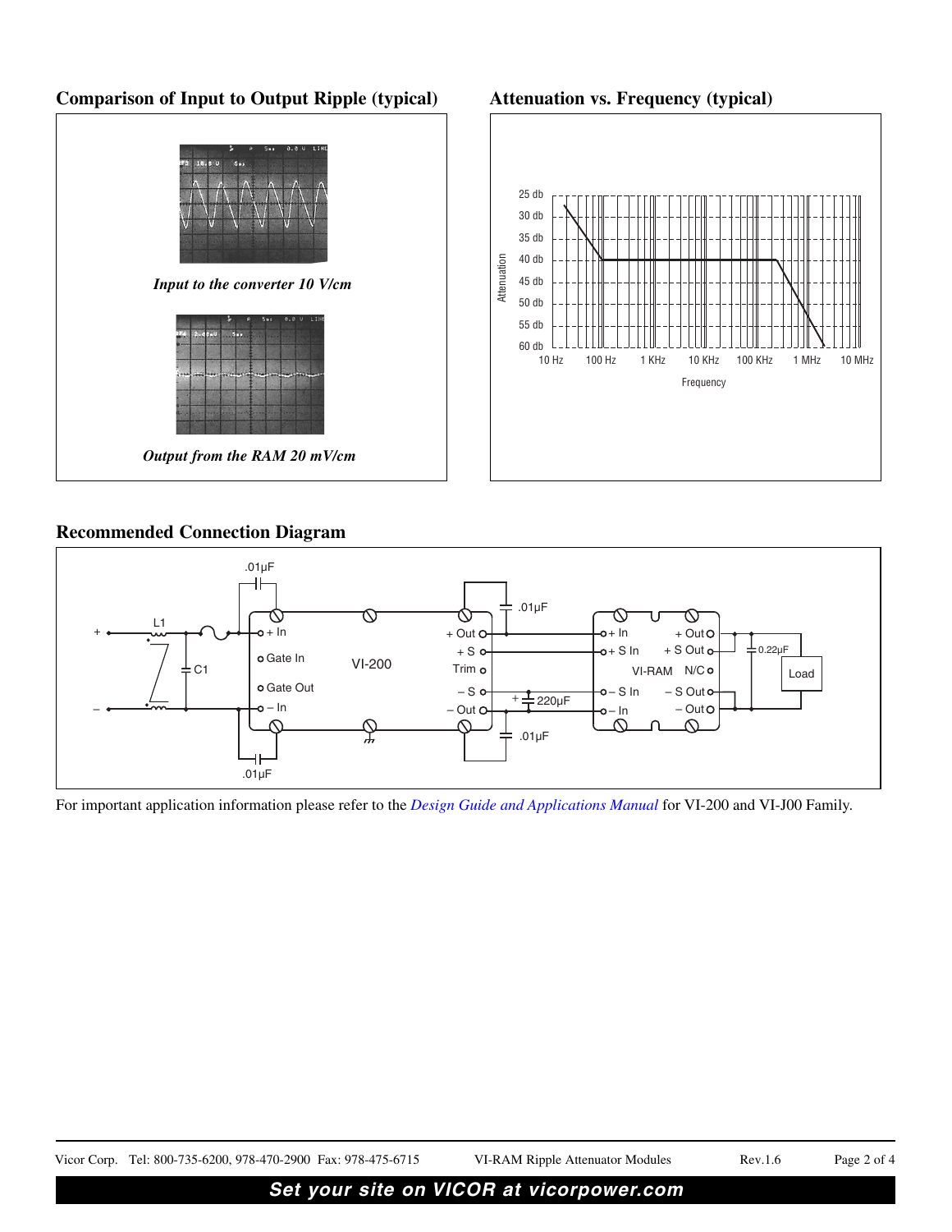## Comparison of Input to Output Ripple (typical)

*Input to the converter 10 V/cm*

*Output from the RAM 20 mV/cm*

## Attenuation vs. Frequency (typical)

## Recommended Connection Diagram

For important application information please refer to the *Design Guide and Applications Manual* for VI-200 and VI-J00 Family.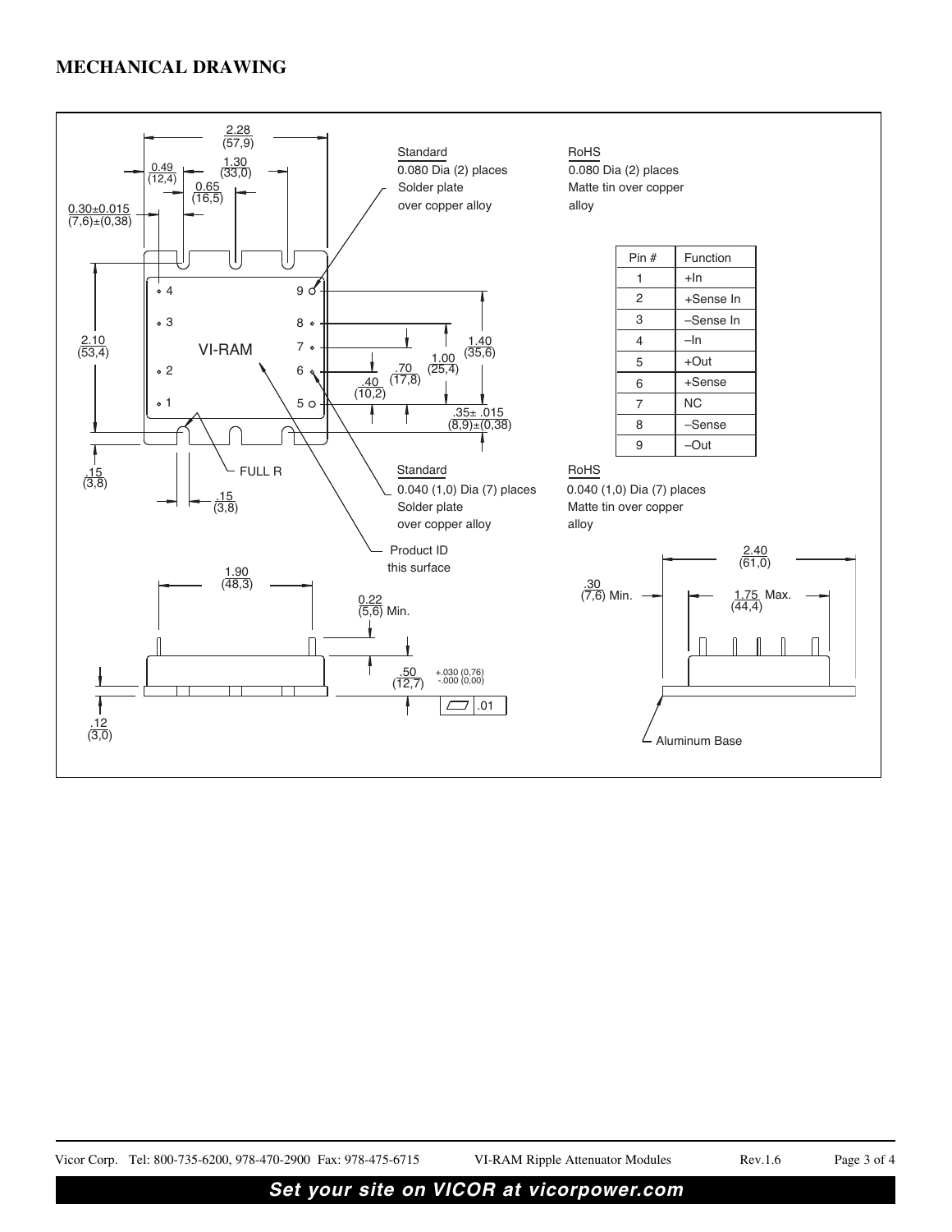## MECHANICAL DRAWING

2.28 (57,9)

0.49 (12,4)

1.30 (33,0)

0.65 (16,5)

0.30±0.015 (7,6)±(0,38)

Standard
0.080 Dia (2) places
Solder plate
over copper alloy

RoHS
0.080 Dia (2) places
Matte tin over copper
alloy

| Pin # | Function |
|---|---|
| 1 | +In |
| 2 | +Sense In |
| 3 | –Sense In |
| 4 | –In |
| 5 | +Out |
| 6 | +Sense |
| 7 | NC |
| 8 | –Sense |
| 9 | –Out |

2.10 (53,4)

VI-RAM

1.40 (35,6)

1.00 (25,4)

.70 (17,8)

.40 (10,2)

.35± .015 (8,9)±(0,38)

.15 (3,8)

FULL R

.15 (3,8)

Standard
0.040 (1,0) Dia (7) places
Solder plate
over copper alloy

RoHS
0.040 (1,0) Dia (7) places
Matte tin over copper
alloy

Product ID
this surface

1.90 (48,3)

0.22 (5,6) Min.

.50 (12,7) +.030 (0,76) -.000 (0,00)

.01

.12 (3,0)

2.40 (61,0)

.30 (7,6) Min.

1.75 Max. (44,4)

Aluminum Base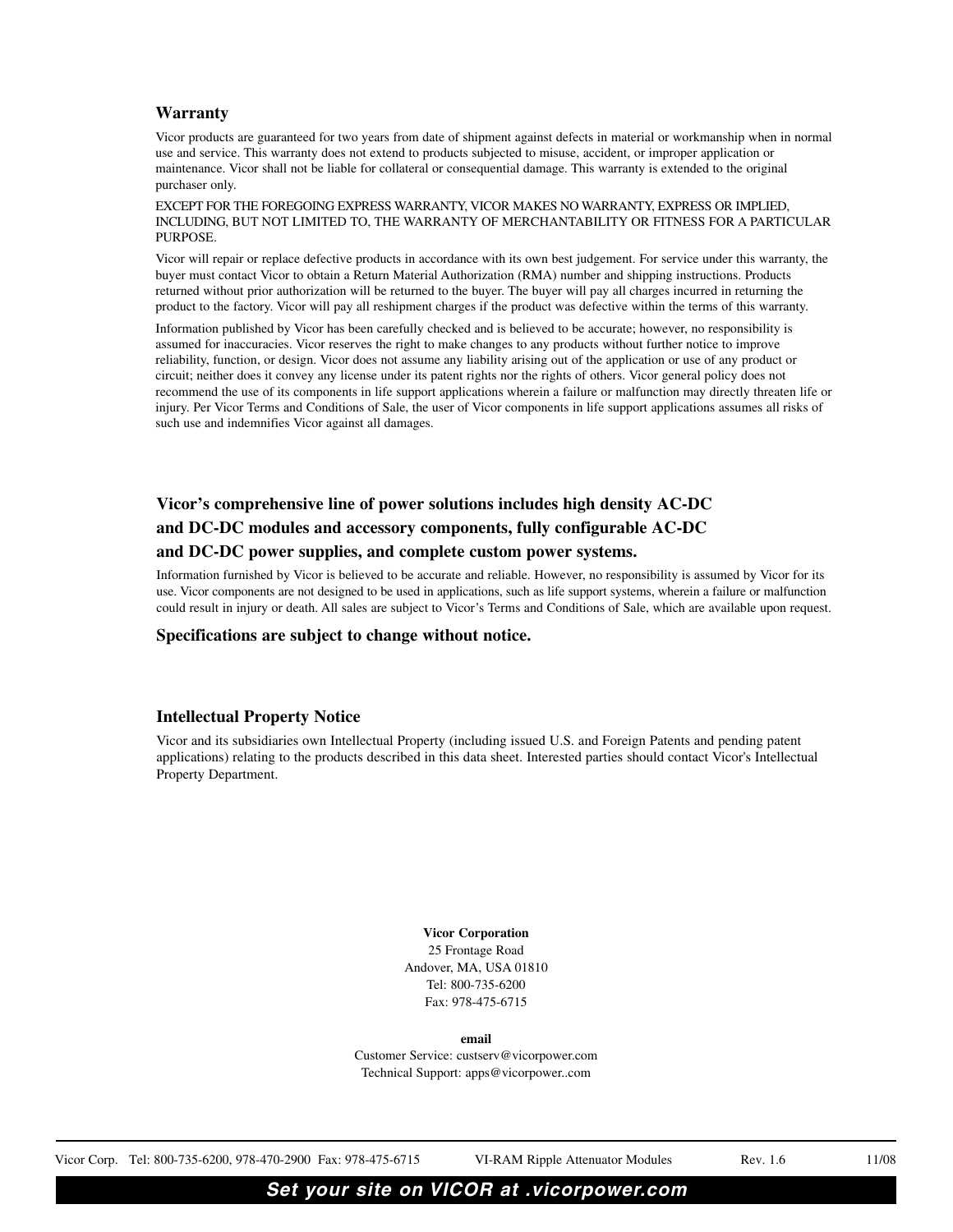## Warranty

Vicor products are guaranteed for two years from date of shipment against defects in material or workmanship when in normal use and service. This warranty does not extend to products subjected to misuse, accident, or improper application or maintenance. Vicor shall not be liable for collateral or consequential damage. This warranty is extended to the original purchaser only.

EXCEPT FOR THE FOREGOING EXPRESS WARRANTY, VICOR MAKES NO WARRANTY, EXPRESS OR IMPLIED, INCLUDING, BUT NOT LIMITED TO, THE WARRANTY OF MERCHANTABILITY OR FITNESS FOR A PARTICULAR PURPOSE.

Vicor will repair or replace defective products in accordance with its own best judgement. For service under this warranty, the buyer must contact Vicor to obtain a Return Material Authorization (RMA) number and shipping instructions. Products returned without prior authorization will be returned to the buyer. The buyer will pay all charges incurred in returning the product to the factory. Vicor will pay all reshipment charges if the product was defective within the terms of this warranty.

Information published by Vicor has been carefully checked and is believed to be accurate; however, no responsibility is assumed for inaccuracies. Vicor reserves the right to make changes to any products without further notice to improve reliability, function, or design. Vicor does not assume any liability arising out of the application or use of any product or circuit; neither does it convey any license under its patent rights nor the rights of others. Vicor general policy does not recommend the use of its components in life support applications wherein a failure or malfunction may directly threaten life or injury. Per Vicor Terms and Conditions of Sale, the user of Vicor components in life support applications assumes all risks of such use and indemnifies Vicor against all damages.

**Vicor's comprehensive line of power solutions includes high density AC-DC and DC-DC modules and accessory components, fully configurable AC-DC and DC-DC power supplies, and complete custom power systems.**

Information furnished by Vicor is believed to be accurate and reliable. However, no responsibility is assumed by Vicor for its use. Vicor components are not designed to be used in applications, such as life support systems, wherein a failure or malfunction could result in injury or death. All sales are subject to Vicor's Terms and Conditions of Sale, which are available upon request.

**Specifications are subject to change without notice.**

## Intellectual Property Notice

Vicor and its subsidiaries own Intellectual Property (including issued U.S. and Foreign Patents and pending patent applications) relating to the products described in this data sheet. Interested parties should contact Vicor's Intellectual Property Department.

**Vicor Corporation**
25 Frontage Road
Andover, MA, USA 01810
Tel: 800-735-6200
Fax: 978-475-6715

**email**
Customer Service: custserv@vicorpower.com
Technical Support: apps@vicorpower..com